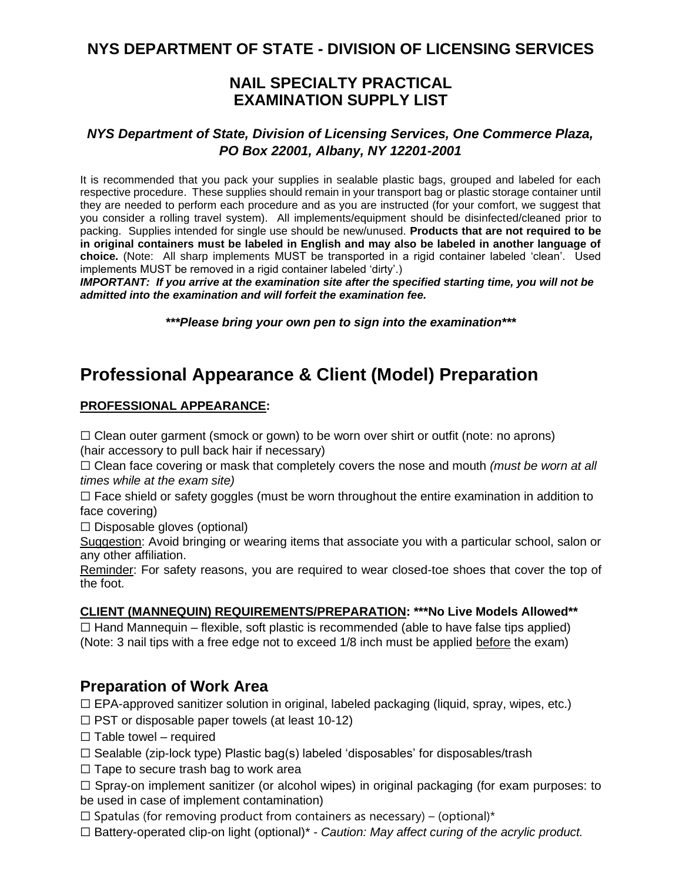## NYS DEPARTMENT OF STATE - DIVISION OF LICENSING SERVICES

# NAIL SPECIALTY PRACTICAL EXAMINATION SUPPLY LIST

***NYS Department of State, Division of Licensing Services, One Commerce Plaza, PO Box 22001, Albany, NY 12201-2001***

It is recommended that you pack your supplies in sealable plastic bags, grouped and labeled for each respective procedure. These supplies should remain in your transport bag or plastic storage container until they are needed to perform each procedure and as you are instructed (for your comfort, we suggest that you consider a rolling travel system). All implements/equipment should be disinfected/cleaned prior to packing. Supplies intended for single use should be new/unused. **Products that are not required to be in original containers must be labeled in English and may also be labeled in another language of choice.** (Note: All sharp implements MUST be transported in a rigid container labeled 'clean'. Used implements MUST be removed in a rigid container labeled 'dirty'.)

***IMPORTANT: If you arrive at the examination site after the specified starting time, you will not be admitted into the examination and will forfeit the examination fee.***

****\*\*\*Please bring your own pen to sign into the examination\*\*\*****

# Professional Appearance & Client (Model) Preparation

**PROFESSIONAL APPEARANCE:**

☐ Clean outer garment (smock or gown) to be worn over shirt or outfit (note: no aprons) (hair accessory to pull back hair if necessary)

☐ Clean face covering or mask that completely covers the nose and mouth *(must be worn at all times while at the exam site)*

☐ Face shield or safety goggles (must be worn throughout the entire examination in addition to face covering)

☐ Disposable gloves (optional)

Suggestion: Avoid bringing or wearing items that associate you with a particular school, salon or any other affiliation.

Reminder: For safety reasons, you are required to wear closed-toe shoes that cover the top of the foot.

**CLIENT (MANNEQUIN) REQUIREMENTS/PREPARATION: \*\*\*No Live Models Allowed\*\***

☐ Hand Mannequin – flexible, soft plastic is recommended (able to have false tips applied) (Note: 3 nail tips with a free edge not to exceed 1/8 inch must be applied before the exam)

## Preparation of Work Area

☐ EPA-approved sanitizer solution in original, labeled packaging (liquid, spray, wipes, etc.)

☐ PST or disposable paper towels (at least 10-12)

☐ Table towel – required

☐ Sealable (zip-lock type) Plastic bag(s) labeled 'disposables' for disposables/trash

☐ Tape to secure trash bag to work area

☐ Spray-on implement sanitizer (or alcohol wipes) in original packaging (for exam purposes: to be used in case of implement contamination)

☐ Spatulas (for removing product from containers as necessary) – (optional)*

☐ Battery-operated clip-on light (optional)* - *Caution: May affect curing of the acrylic product.*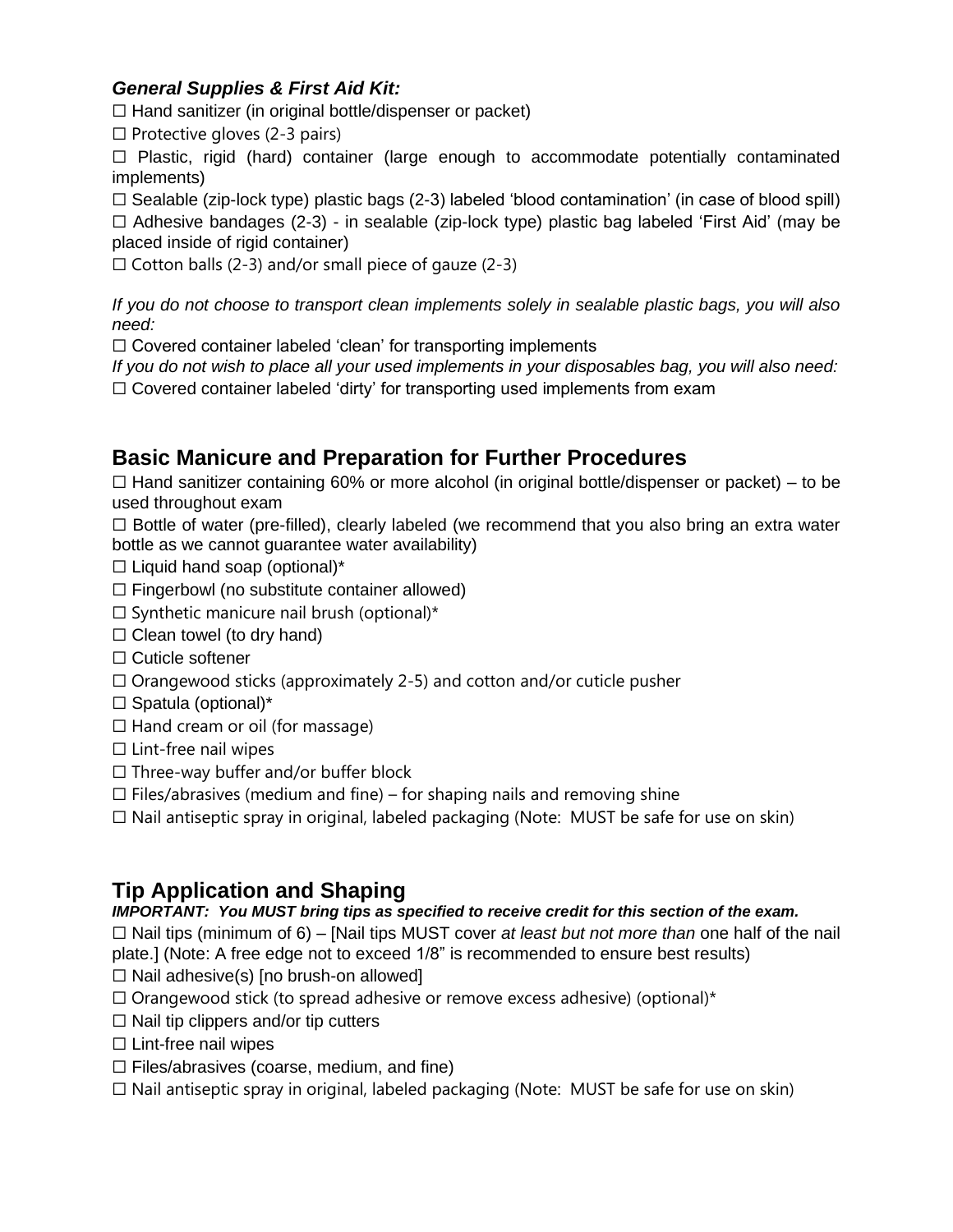### *General Supplies & First Aid Kit:*

☐ Hand sanitizer (in original bottle/dispenser or packet)

☐ Protective gloves (2-3 pairs)

☐ Plastic, rigid (hard) container (large enough to accommodate potentially contaminated implements)

☐ Sealable (zip-lock type) plastic bags (2-3) labeled 'blood contamination' (in case of blood spill)

☐ Adhesive bandages (2-3) - in sealable (zip-lock type) plastic bag labeled 'First Aid' (may be placed inside of rigid container)

☐ Cotton balls (2-3) and/or small piece of gauze (2-3)

*If you do not choose to transport clean implements solely in sealable plastic bags, you will also need:*

☐ Covered container labeled 'clean' for transporting implements

*If you do not wish to place all your used implements in your disposables bag, you will also need:*

☐ Covered container labeled 'dirty' for transporting used implements from exam

## Basic Manicure and Preparation for Further Procedures

☐ Hand sanitizer containing 60% or more alcohol (in original bottle/dispenser or packet) – to be used throughout exam

☐ Bottle of water (pre-filled), clearly labeled (we recommend that you also bring an extra water bottle as we cannot guarantee water availability)

☐ Liquid hand soap (optional)*

☐ Fingerbowl (no substitute container allowed)

☐ Synthetic manicure nail brush (optional)*

☐ Clean towel (to dry hand)

☐ Cuticle softener

☐ Orangewood sticks (approximately 2-5) and cotton and/or cuticle pusher

☐ Spatula (optional)*

☐ Hand cream or oil (for massage)

☐ Lint-free nail wipes

☐ Three-way buffer and/or buffer block

☐ Files/abrasives (medium and fine) – for shaping nails and removing shine

☐ Nail antiseptic spray in original, labeled packaging (Note: MUST be safe for use on skin)

## Tip Application and Shaping

***IMPORTANT: You MUST bring tips as specified to receive credit for this section of the exam.***

☐ Nail tips (minimum of 6) – [Nail tips MUST cover *at least but not more than* one half of the nail plate.] (Note: A free edge not to exceed 1/8" is recommended to ensure best results)

☐ Nail adhesive(s) [no brush-on allowed]

☐ Orangewood stick (to spread adhesive or remove excess adhesive) (optional)*

☐ Nail tip clippers and/or tip cutters

☐ Lint-free nail wipes

☐ Files/abrasives (coarse, medium, and fine)

☐ Nail antiseptic spray in original, labeled packaging (Note: MUST be safe for use on skin)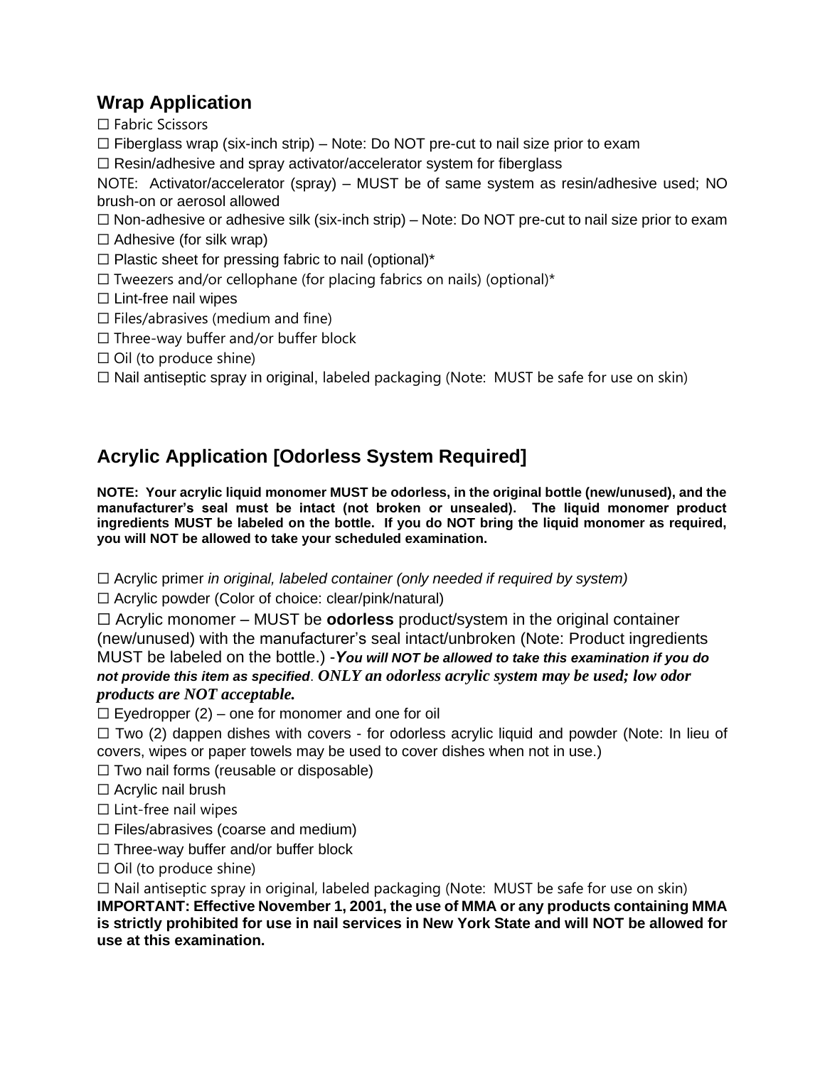## Wrap Application

☐ Fabric Scissors

☐ Fiberglass wrap (six-inch strip) – Note: Do NOT pre-cut to nail size prior to exam

☐ Resin/adhesive and spray activator/accelerator system for fiberglass

NOTE: Activator/accelerator (spray) – MUST be of same system as resin/adhesive used; NO brush-on or aerosol allowed

☐ Non-adhesive or adhesive silk (six-inch strip) – Note: Do NOT pre-cut to nail size prior to exam

☐ Adhesive (for silk wrap)

☐ Plastic sheet for pressing fabric to nail (optional)*

☐ Tweezers and/or cellophane (for placing fabrics on nails) (optional)*

☐ Lint-free nail wipes

☐ Files/abrasives (medium and fine)

☐ Three-way buffer and/or buffer block

☐ Oil (to produce shine)

☐ Nail antiseptic spray in original, labeled packaging (Note: MUST be safe for use on skin)

## Acrylic Application [Odorless System Required]

**NOTE: Your acrylic liquid monomer MUST be odorless, in the original bottle (new/unused), and the manufacturer's seal must be intact (not broken or unsealed). The liquid monomer product ingredients MUST be labeled on the bottle. If you do NOT bring the liquid monomer as required, you will NOT be allowed to take your scheduled examination.**

☐ Acrylic primer *in original, labeled container (only needed if required by system)*

☐ Acrylic powder (Color of choice: clear/pink/natural)

☐ Acrylic monomer – MUST be **odorless** product/system in the original container (new/unused) with the manufacturer's seal intact/unbroken (Note: Product ingredients MUST be labeled on the bottle.) -***You will NOT be allowed to take this examination if you do not provide this item as specified***. ***ONLY an odorless acrylic system may be used; low odor products are NOT acceptable.***

☐ Eyedropper (2) – one for monomer and one for oil

☐ Two (2) dappen dishes with covers - for odorless acrylic liquid and powder (Note: In lieu of covers, wipes or paper towels may be used to cover dishes when not in use.)

☐ Two nail forms (reusable or disposable)

☐ Acrylic nail brush

☐ Lint-free nail wipes

☐ Files/abrasives (coarse and medium)

☐ Three-way buffer and/or buffer block

☐ Oil (to produce shine)

☐ Nail antiseptic spray in original, labeled packaging (Note: MUST be safe for use on skin)

**IMPORTANT: Effective November 1, 2001, the use of MMA or any products containing MMA is strictly prohibited for use in nail services in New York State and will NOT be allowed for use at this examination.**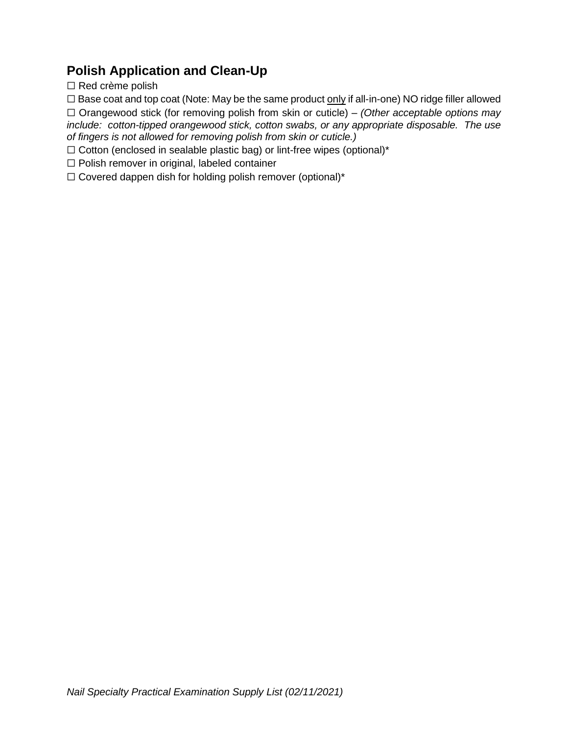## Polish Application and Clean-Up

☐ Red crème polish

☐ Base coat and top coat (Note: May be the same product <u>only</u> if all-in-one) NO ridge filler allowed

☐ Orangewood stick (for removing polish from skin or cuticle) – *(Other acceptable options may include: cotton-tipped orangewood stick, cotton swabs, or any appropriate disposable. The use of fingers is not allowed for removing polish from skin or cuticle.)*

☐ Cotton (enclosed in sealable plastic bag) or lint-free wipes (optional)*

☐ Polish remover in original, labeled container

☐ Covered dappen dish for holding polish remover (optional)*